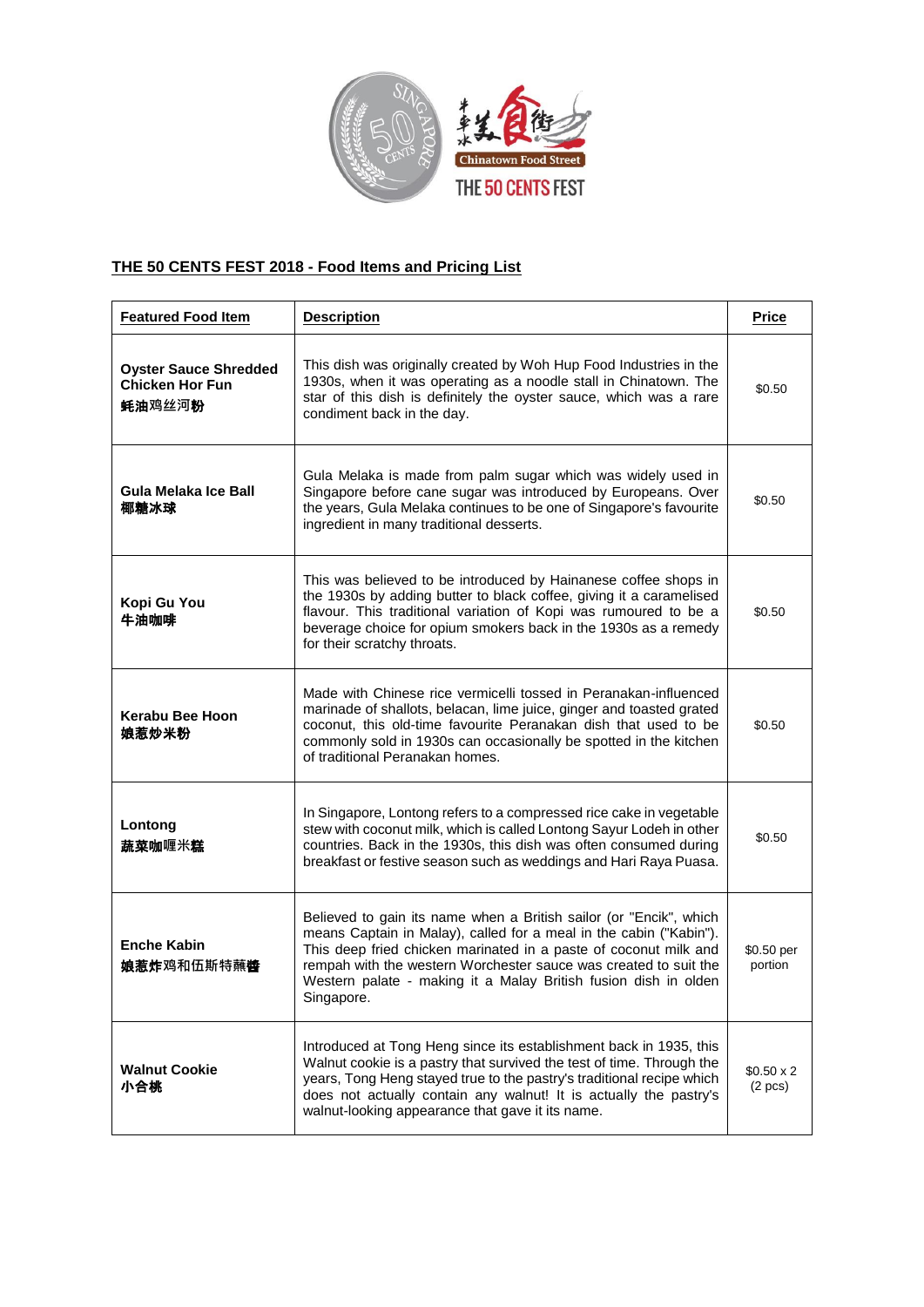## THE 50 CENTS FEST 2018 - Food Items and Pricing List

| Featured Food Item | Description | Price |
|---|---|---|
| **Oyster Sauce Shredded Chicken Hor Fun** **蚝油鸡丝河粉** | This dish was originally created by Woh Hup Food Industries in the 1930s, when it was operating as a noodle stall in Chinatown. The star of this dish is definitely the oyster sauce, which was a rare condiment back in the day. | $0.50 |
| **Gula Melaka Ice Ball** **椰糖冰球** | Gula Melaka is made from palm sugar which was widely used in Singapore before cane sugar was introduced by Europeans. Over the years, Gula Melaka continues to be one of Singapore's favourite ingredient in many traditional desserts. | $0.50 |
| **Kopi Gu You** **牛油咖啡** | This was believed to be introduced by Hainanese coffee shops in the 1930s by adding butter to black coffee, giving it a caramelised flavour. This traditional variation of Kopi was rumoured to be a beverage choice for opium smokers back in the 1930s as a remedy for their scratchy throats. | $0.50 |
| **Kerabu Bee Hoon** **娘惹炒米粉** | Made with Chinese rice vermicelli tossed in Peranakan-influenced marinade of shallots, belacan, lime juice, ginger and toasted grated coconut, this old-time favourite Peranakan dish that used to be commonly sold in 1930s can occasionally be spotted in the kitchen of traditional Peranakan homes. | $0.50 |
| **Lontong** **蔬菜咖喱米糕** | In Singapore, Lontong refers to a compressed rice cake in vegetable stew with coconut milk, which is called Lontong Sayur Lodeh in other countries. Back in the 1930s, this dish was often consumed during breakfast or festive season such as weddings and Hari Raya Puasa. | $0.50 |
| **Enche Kabin** **娘惹炸鸡和伍斯特蘸酱** | Believed to gain its name when a British sailor (or "Encik", which means Captain in Malay), called for a meal in the cabin ("Kabin"). This deep fried chicken marinated in a paste of coconut milk and rempah with the western Worchester sauce was created to suit the Western palate - making it a Malay British fusion dish in olden Singapore. | $0.50 per portion |
| **Walnut Cookie** **小合桃** | Introduced at Tong Heng since its establishment back in 1935, this Walnut cookie is a pastry that survived the test of time. Through the years, Tong Heng stayed true to the pastry's traditional recipe which does not actually contain any walnut! It is actually the pastry's walnut-looking appearance that gave it its name. | $0.50 x 2 (2 pcs) |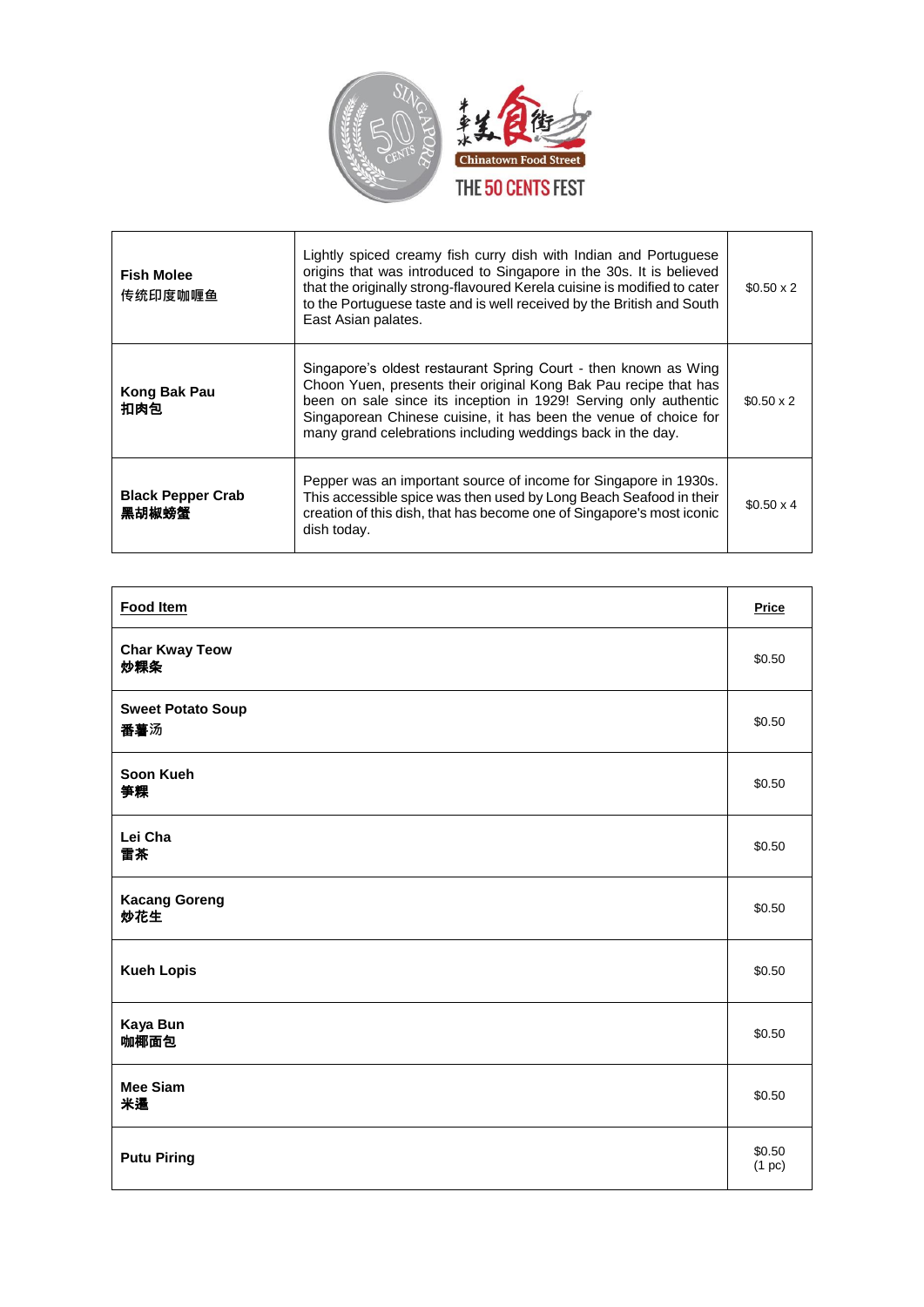| | | |
|---|---|---|
| **Fish Molee**<br>**传统印度咖喱鱼** | Lightly spiced creamy fish curry dish with Indian and Portuguese origins that was introduced to Singapore in the 30s. It is believed that the originally strong-flavoured Kerela cuisine is modified to cater to the Portuguese taste and is well received by the British and South East Asian palates. | $0.50 x 2 |
| **Kong Bak Pau**<br>**扣肉包** | Singapore's oldest restaurant Spring Court - then known as Wing Choon Yuen, presents their original Kong Bak Pau recipe that has been on sale since its inception in 1929! Serving only authentic Singaporean Chinese cuisine, it has been the venue of choice for many grand celebrations including weddings back in the day. | $0.50 x 2 |
| **Black Pepper Crab**<br>**黑胡椒螃蟹** | Pepper was an important source of income for Singapore in 1930s. This accessible spice was then used by Long Beach Seafood in their creation of this dish, that has become one of Singapore's most iconic dish today. | $0.50 x 4 |

| **Food Item** | **Price** |
|---|---|
| **Char Kway Teow**<br>**炒粿条** | $0.50 |
| **Sweet Potato Soup**<br>**番薯汤** | $0.50 |
| **Soon Kueh**<br>**笋粿** | $0.50 |
| **Lei Cha**<br>**雷茶** | $0.50 |
| **Kacang Goreng**<br>**炒花生** | $0.50 |
| **Kueh Lopis** | $0.50 |
| **Kaya Bun**<br>**咖椰面包** | $0.50 |
| **Mee Siam**<br>**米暹** | $0.50 |
| **Putu Piring** | $0.50<br>(1 pc) |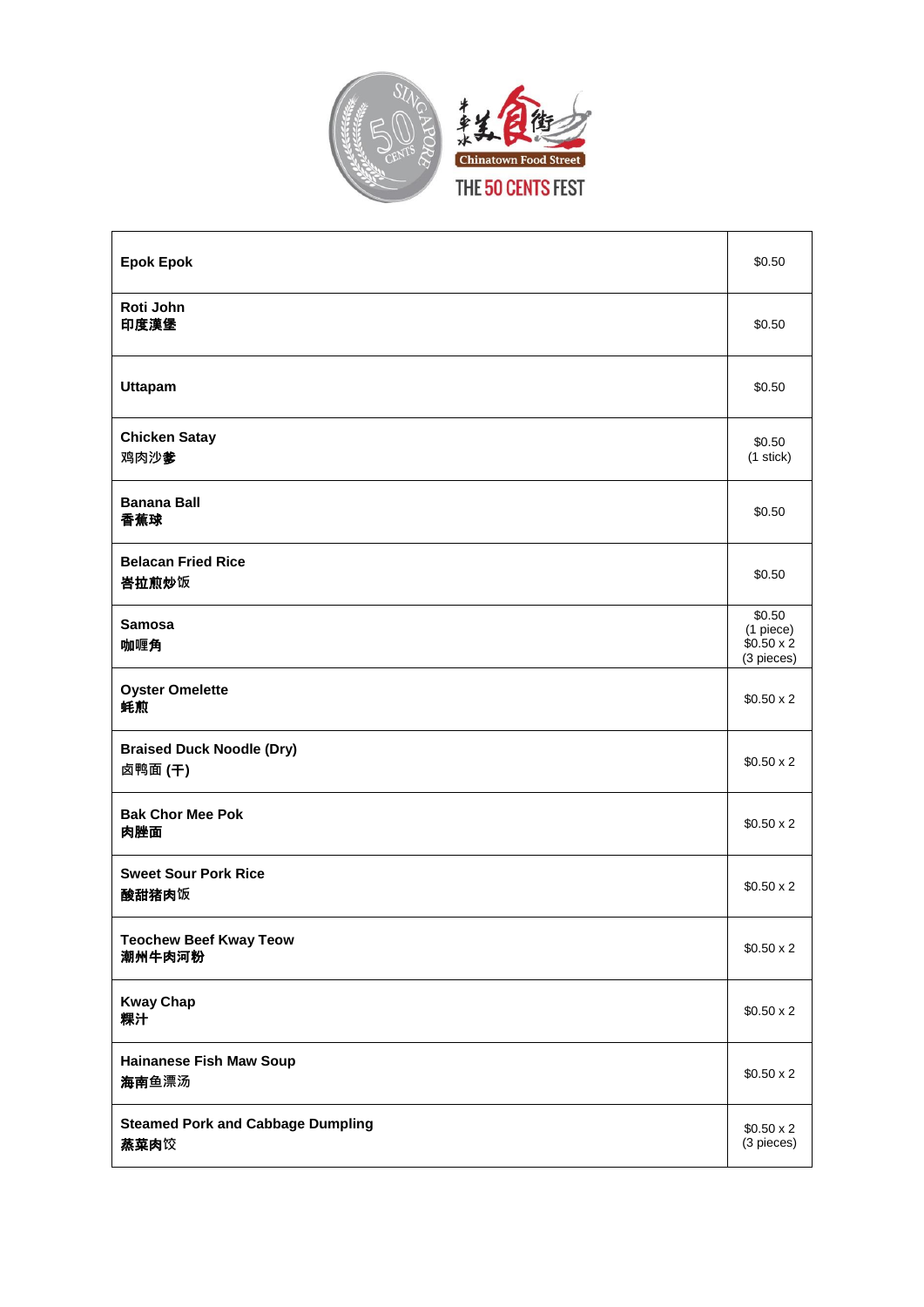牛车水美食街

Chinatown Food Street

THE 50 CENTS FEST

| Item | Price |
| --- | --- |
| **Epok Epok** | $0.50 |
| **Roti John**<br>**印度漢堡** | $0.50 |
| **Uttapam** | $0.50 |
| **Chicken Satay**<br>鸡肉沙**爹** | $0.50<br>(1 stick) |
| **Banana Ball**<br>**香蕉球** | $0.50 |
| **Belacan Fried Rice**<br>**峇拉煎炒**饭 | $0.50 |
| **Samosa**<br>**咖喱角** | $0.50<br>(1 piece)<br>$0.50 x 2<br>(3 pieces) |
| **Oyster Omelette**<br>**蚝煎** | $0.50 x 2 |
| **Braised Duck Noodle (Dry)**<br>卤鸭面 **(干)** | $0.50 x 2 |
| **Bak Chor Mee Pok**<br>**肉脞面** | $0.50 x 2 |
| **Sweet Sour Pork Rice**<br>**酸甜猪肉**饭 | $0.50 x 2 |
| **Teochew Beef Kway Teow**<br>**潮州牛肉河粉** | $0.50 x 2 |
| **Kway Chap**<br>**粿汁** | $0.50 x 2 |
| **Hainanese Fish Maw Soup**<br>**海南**鱼漂汤 | $0.50 x 2 |
| **Steamed Pork and Cabbage Dumpling**<br>**蒸菜肉**饺 | $0.50 x 2<br>(3 pieces) |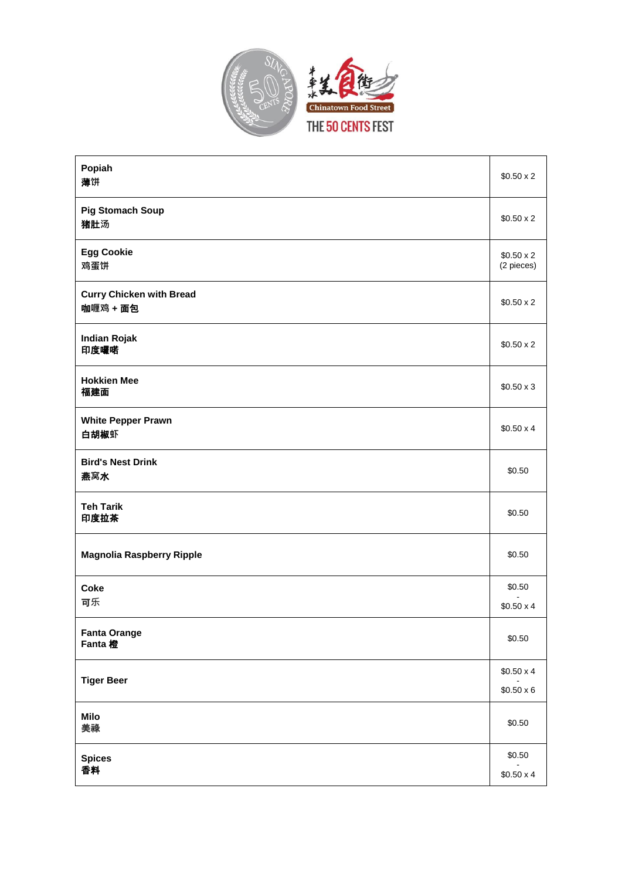THE 50 CENTS FEST

Chinatown Food Street

| | |
|---|---|
| **Popiah**<br>**薄饼** | $0.50 x 2 |
| **Pig Stomach Soup**<br>**猪肚汤** | $0.50 x 2 |
| **Egg Cookie**<br>**鸡蛋饼** | $0.50 x 2<br>(2 pieces) |
| **Curry Chicken with Bread**<br>**咖喱鸡 + 面包** | $0.50 x 2 |
| **Indian Rojak**<br>**印度嘑喏** | $0.50 x 2 |
| **Hokkien Mee**<br>**福建面** | $0.50 x 3 |
| **White Pepper Prawn**<br>**白胡椒虾** | $0.50 x 4 |
| **Bird's Nest Drink**<br>**燕窝水** | $0.50 |
| **Teh Tarik**<br>**印度拉茶** | $0.50 |
| **Magnolia Raspberry Ripple** | $0.50 |
| **Coke**<br>**可乐** | $0.50<br>-<br>$0.50 x 4 |
| **Fanta Orange**<br>**Fanta 橙** | $0.50 |
| **Tiger Beer** | $0.50 x 4<br>-<br>$0.50 x 6 |
| **Milo**<br>**美禄** | $0.50 |
| **Spices**<br>**香料** | $0.50<br>-<br>$0.50 x 4 |